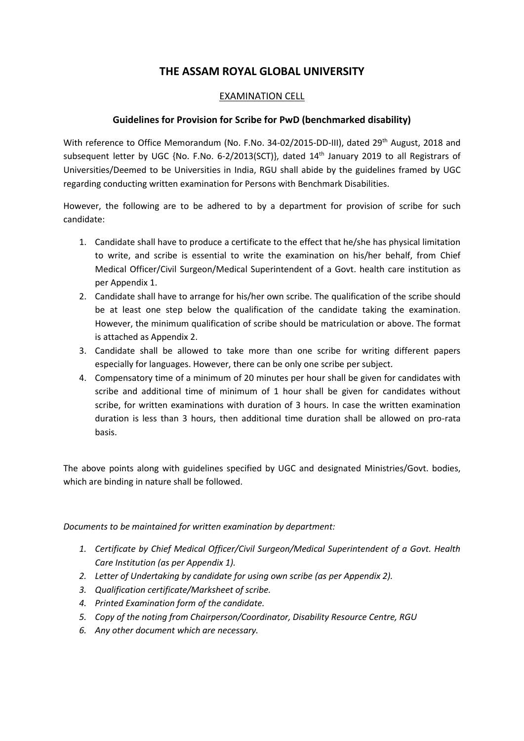# THE ASSAM ROYAL GLOBAL UNIVERSITY

## EXAMINATION CELL

### Guidelines for Provision for Scribe for PwD (benchmarked disability)

With reference to Office Memorandum (No. F.No. 34-02/2015-DD-III), dated 29th August, 2018 and subsequent letter by UGC {No. F.No. 6-2/2013(SCT)}, dated 14th January 2019 to all Registrars of Universities/Deemed to be Universities in India, RGU shall abide by the guidelines framed by UGC regarding conducting written examination for Persons with Benchmark Disabilities.

However, the following are to be adhered to by a department for provision of scribe for such candidate:

1. Candidate shall have to produce a certificate to the effect that he/she has physical limitation to write, and scribe is essential to write the examination on his/her behalf, from Chief Medical Officer/Civil Surgeon/Medical Superintendent of a Govt. health care institution as per Appendix 1.
2. Candidate shall have to arrange for his/her own scribe. The qualification of the scribe should be at least one step below the qualification of the candidate taking the examination. However, the minimum qualification of scribe should be matriculation or above. The format is attached as Appendix 2.
3. Candidate shall be allowed to take more than one scribe for writing different papers especially for languages. However, there can be only one scribe per subject.
4. Compensatory time of a minimum of 20 minutes per hour shall be given for candidates with scribe and additional time of minimum of 1 hour shall be given for candidates without scribe, for written examinations with duration of 3 hours. In case the written examination duration is less than 3 hours, then additional time duration shall be allowed on pro-rata basis.

The above points along with guidelines specified by UGC and designated Ministries/Govt. bodies, which are binding in nature shall be followed.

*Documents to be maintained for written examination by department:*

1. *Certificate by Chief Medical Officer/Civil Surgeon/Medical Superintendent of a Govt. Health Care Institution (as per Appendix 1).*
2. *Letter of Undertaking by candidate for using own scribe (as per Appendix 2).*
3. *Qualification certificate/Marksheet of scribe.*
4. *Printed Examination form of the candidate.*
5. *Copy of the noting from Chairperson/Coordinator, Disability Resource Centre, RGU*
6. *Any other document which are necessary.*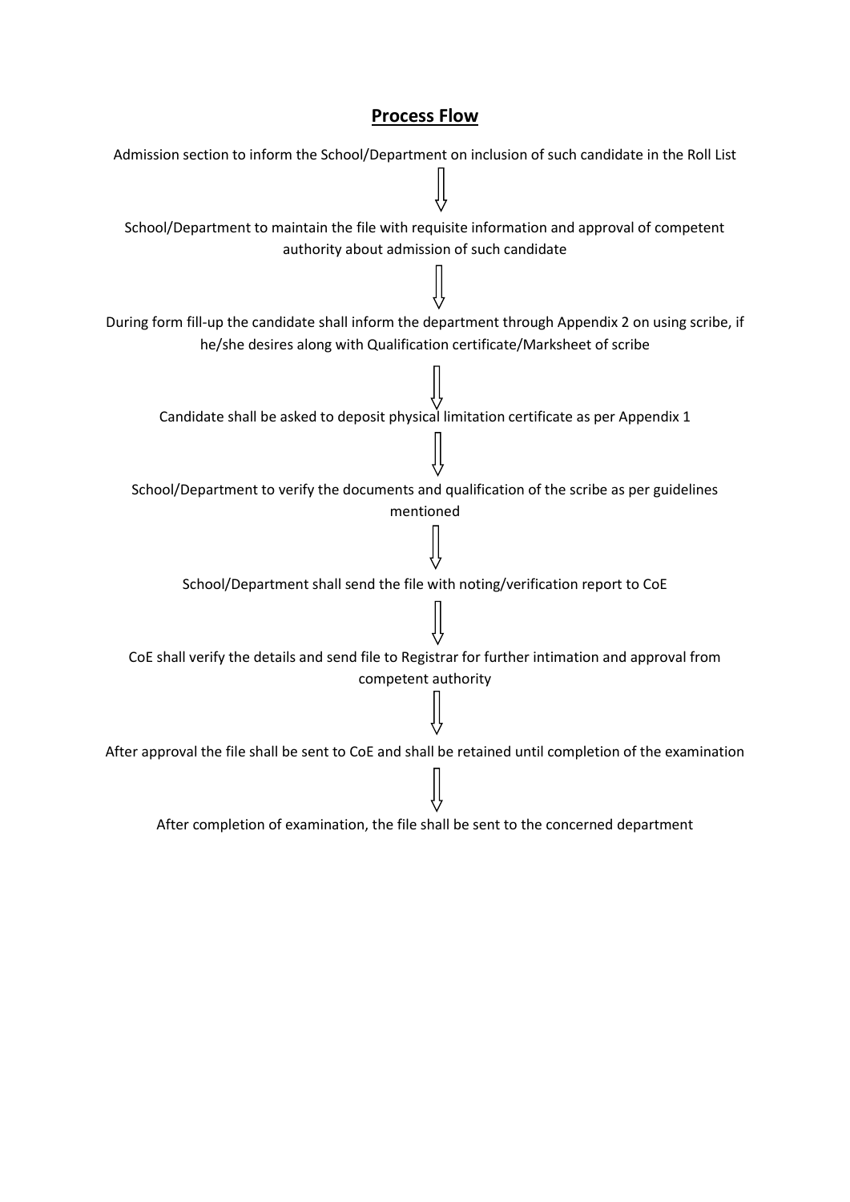## Process Flow

Admission section to inform the School/Department on inclusion of such candidate in the Roll List

⇓

School/Department to maintain the file with requisite information and approval of competent authority about admission of such candidate

⇓

During form fill-up the candidate shall inform the department through Appendix 2 on using scribe, if he/she desires along with Qualification certificate/Marksheet of scribe

⇓

Candidate shall be asked to deposit physical limitation certificate as per Appendix 1

⇓

School/Department to verify the documents and qualification of the scribe as per guidelines mentioned

⇓

School/Department shall send the file with noting/verification report to CoE

⇓

CoE shall verify the details and send file to Registrar for further intimation and approval from competent authority

⇓

After approval the file shall be sent to CoE and shall be retained until completion of the examination

⇓

After completion of examination, the file shall be sent to the concerned department